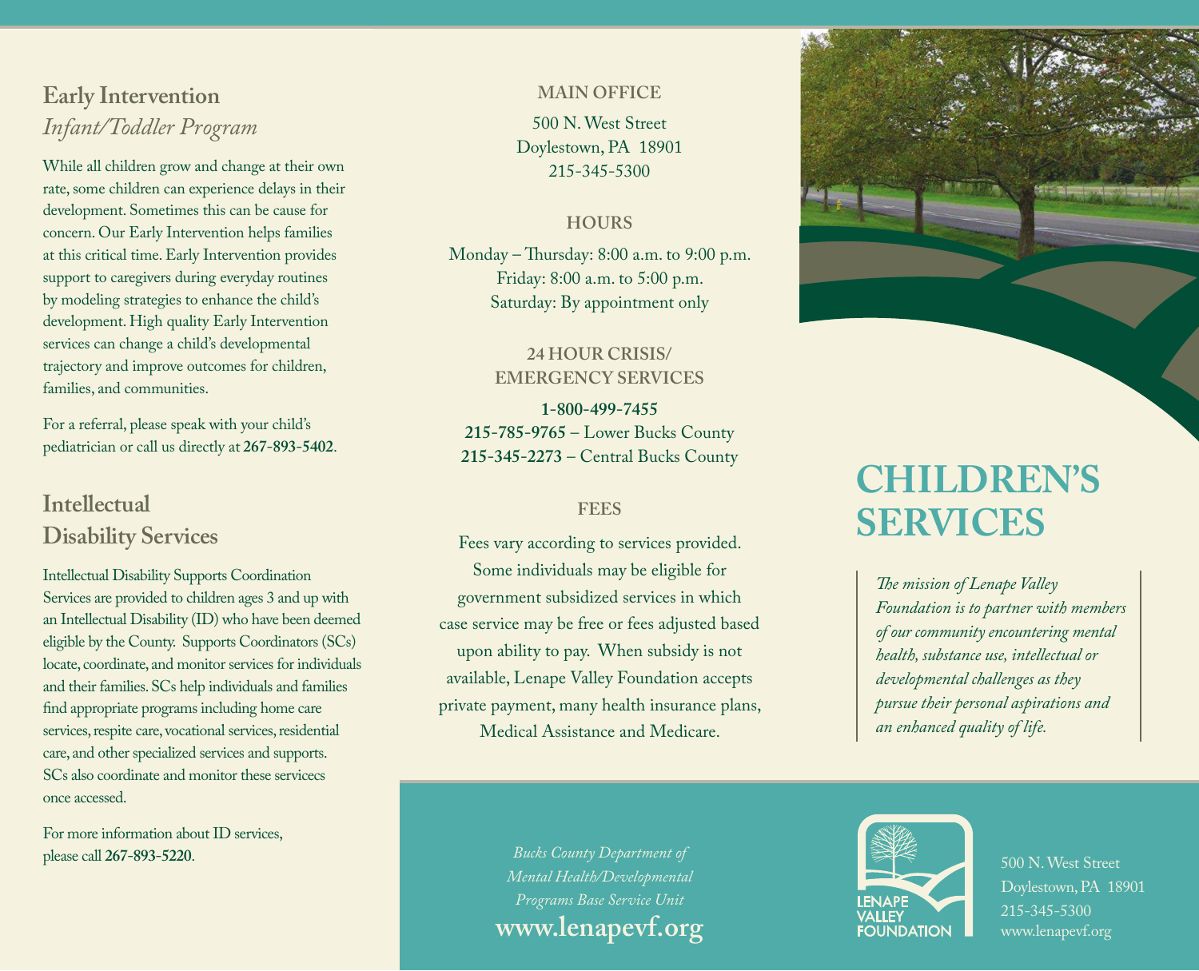## Early Intervention

*Infant/Toddler Program*

While all children grow and change at their own rate, some children can experience delays in their development. Sometimes this can be cause for concern. Our Early Intervention helps families at this critical time. Early Intervention provides support to caregivers during everyday routines by modeling strategies to enhance the child's development. High quality Early Intervention services can change a child's developmental trajectory and improve outcomes for children, families, and communities.

For a referral, please speak with your child's pediatrician or call us directly at **267-893-5402**.

## Intellectual Disability Services

Intellectual Disability Supports Coordination Services are provided to children ages 3 and up with an Intellectual Disability (ID) who have been deemed eligible by the County. Supports Coordinators (SCs) locate, coordinate, and monitor services for individuals and their families. SCs help individuals and families find appropriate programs including home care services, respite care, vocational services, residential care, and other specialized services and supports. SCs also coordinate and monitor these servicecs once accessed.

For more information about ID services, please call **267-893-5220**.

### MAIN OFFICE

500 N. West Street
Doylestown, PA 18901
215-345-5300

### HOURS

Monday – Thursday: 8:00 a.m. to 9:00 p.m.
Friday: 8:00 a.m. to 5:00 p.m.
Saturday: By appointment only

### 24 HOUR CRISIS/ EMERGENCY SERVICES

**1-800-499-7455**
**215-785-9765** – Lower Bucks County
**215-345-2273** – Central Bucks County

### FEES

Fees vary according to services provided. Some individuals may be eligible for government subsidized services in which case service may be free or fees adjusted based upon ability to pay. When subsidy is not available, Lenape Valley Foundation accepts private payment, many health insurance plans, Medical Assistance and Medicare.

# CHILDREN'S SERVICES

*The mission of Lenape Valley Foundation is to partner with members of our community encountering mental health, substance use, intellectual or developmental challenges as they pursue their personal aspirations and an enhanced quality of life.*

*Bucks County Department of Mental Health/Developmental Programs Base Service Unit*

**www.lenapevf.org**

LENAPE VALLEY FOUNDATION

500 N. West Street
Doylestown, PA 18901
215-345-5300
www.lenapevf.org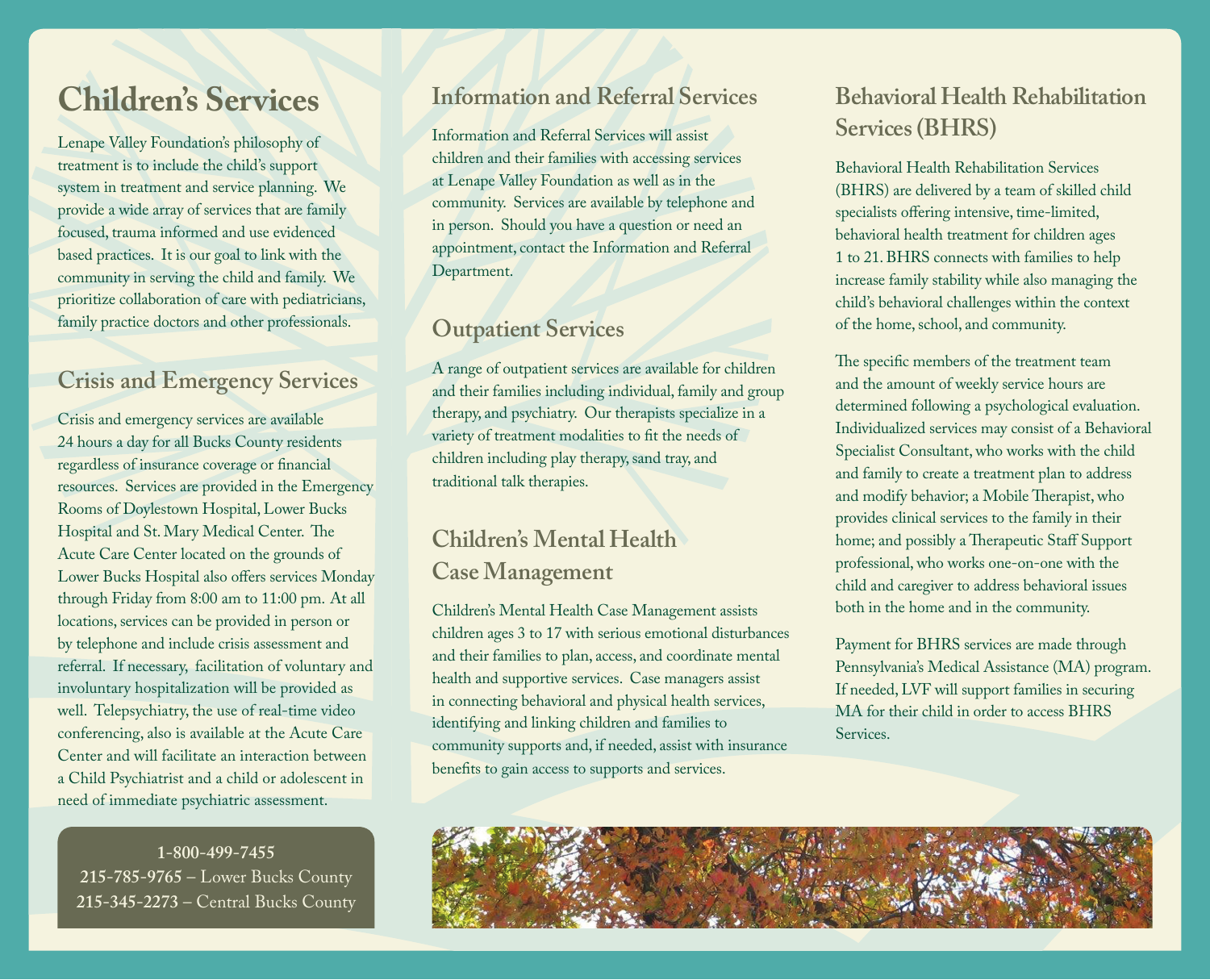# Children's Services

Lenape Valley Foundation's philosophy of treatment is to include the child's support system in treatment and service planning. We provide a wide array of services that are family focused, trauma informed and use evidenced based practices. It is our goal to link with the community in serving the child and family. We prioritize collaboration of care with pediatricians, family practice doctors and other professionals.

## Crisis and Emergency Services

Crisis and emergency services are available 24 hours a day for all Bucks County residents regardless of insurance coverage or financial resources. Services are provided in the Emergency Rooms of Doylestown Hospital, Lower Bucks Hospital and St. Mary Medical Center. The Acute Care Center located on the grounds of Lower Bucks Hospital also offers services Monday through Friday from 8:00 am to 11:00 pm. At all locations, services can be provided in person or by telephone and include crisis assessment and referral. If necessary, facilitation of voluntary and involuntary hospitalization will be provided as well. Telepsychiatry, the use of real-time video conferencing, also is available at the Acute Care Center and will facilitate an interaction between a Child Psychiatrist and a child or adolescent in need of immediate psychiatric assessment.

**1-800-499-7455**
**215-785-9765 – Lower Bucks County**
**215-345-2273 – Central Bucks County**

## Information and Referral Services

Information and Referral Services will assist children and their families with accessing services at Lenape Valley Foundation as well as in the community. Services are available by telephone and in person. Should you have a question or need an appointment, contact the Information and Referral Department.

## Outpatient Services

A range of outpatient services are available for children and their families including individual, family and group therapy, and psychiatry. Our therapists specialize in a variety of treatment modalities to fit the needs of children including play therapy, sand tray, and traditional talk therapies.

## Children's Mental Health Case Management

Children's Mental Health Case Management assists children ages 3 to 17 with serious emotional disturbances and their families to plan, access, and coordinate mental health and supportive services. Case managers assist in connecting behavioral and physical health services, identifying and linking children and families to community supports and, if needed, assist with insurance benefits to gain access to supports and services.

## Behavioral Health Rehabilitation Services (BHRS)

Behavioral Health Rehabilitation Services (BHRS) are delivered by a team of skilled child specialists offering intensive, time-limited, behavioral health treatment for children ages 1 to 21. BHRS connects with families to help increase family stability while also managing the child's behavioral challenges within the context of the home, school, and community.

The specific members of the treatment team and the amount of weekly service hours are determined following a psychological evaluation. Individualized services may consist of a Behavioral Specialist Consultant, who works with the child and family to create a treatment plan to address and modify behavior; a Mobile Therapist, who provides clinical services to the family in their home; and possibly a Therapeutic Staff Support professional, who works one-on-one with the child and caregiver to address behavioral issues both in the home and in the community.

Payment for BHRS services are made through Pennsylvania's Medical Assistance (MA) program. If needed, LVF will support families in securing MA for their child in order to access BHRS Services.